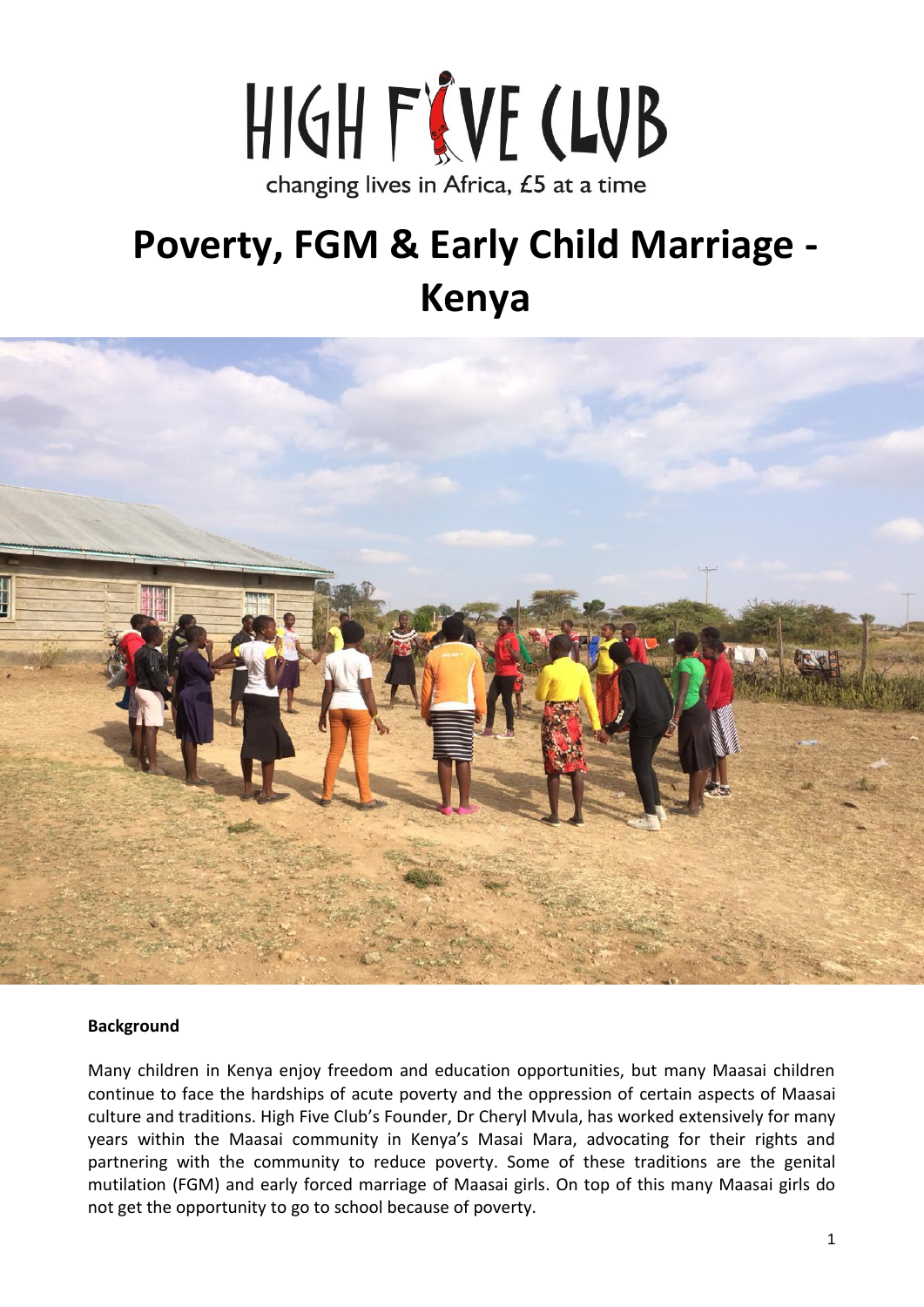HIGH FIVE CLUB

changing lives in Africa, £5 at a time

# Poverty, FGM & Early Child Marriage - Kenya

**Background**

Many children in Kenya enjoy freedom and education opportunities, but many Maasai children continue to face the hardships of acute poverty and the oppression of certain aspects of Maasai culture and traditions. High Five Club's Founder, Dr Cheryl Mvula, has worked extensively for many years within the Maasai community in Kenya's Masai Mara, advocating for their rights and partnering with the community to reduce poverty. Some of these traditions are the genital mutilation (FGM) and early forced marriage of Maasai girls. On top of this many Maasai girls do not get the opportunity to go to school because of poverty.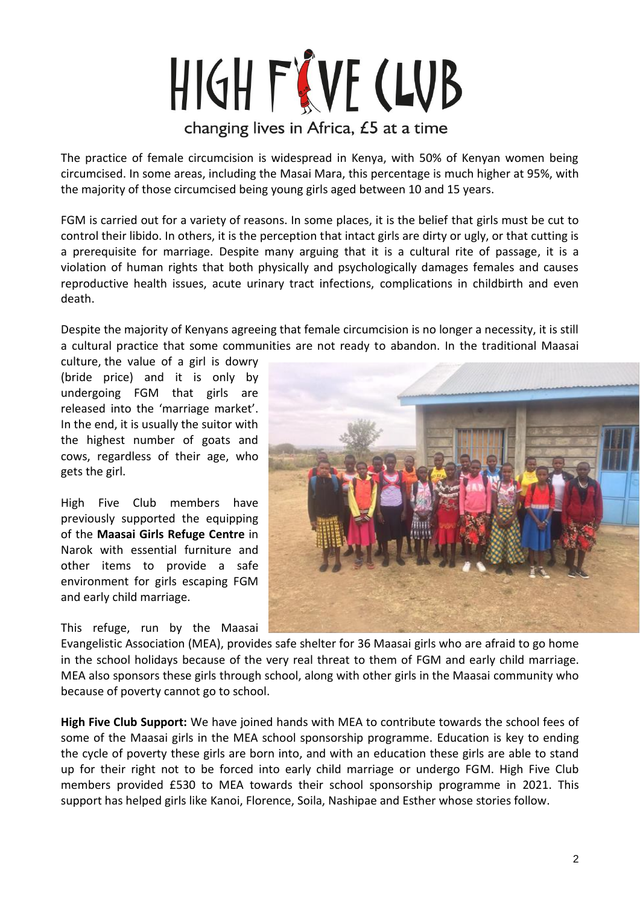# HIGH FIVE CLUB

changing lives in Africa, £5 at a time

The practice of female circumcision is widespread in Kenya, with 50% of Kenyan women being circumcised. In some areas, including the Masai Mara, this percentage is much higher at 95%, with the majority of those circumcised being young girls aged between 10 and 15 years.

FGM is carried out for a variety of reasons. In some places, it is the belief that girls must be cut to control their libido. In others, it is the perception that intact girls are dirty or ugly, or that cutting is a prerequisite for marriage. Despite many arguing that it is a cultural rite of passage, it is a violation of human rights that both physically and psychologically damages females and causes reproductive health issues, acute urinary tract infections, complications in childbirth and even death.

Despite the majority of Kenyans agreeing that female circumcision is no longer a necessity, it is still a cultural practice that some communities are not ready to abandon. In the traditional Maasai culture, the value of a girl is dowry (bride price) and it is only by undergoing FGM that girls are released into the 'marriage market'. In the end, it is usually the suitor with the highest number of goats and cows, regardless of their age, who gets the girl.

High Five Club members have previously supported the equipping of the **Maasai Girls Refuge Centre** in Narok with essential furniture and other items to provide a safe environment for girls escaping FGM and early child marriage.

This refuge, run by the Maasai Evangelistic Association (MEA), provides safe shelter for 36 Maasai girls who are afraid to go home in the school holidays because of the very real threat to them of FGM and early child marriage. MEA also sponsors these girls through school, along with other girls in the Maasai community who because of poverty cannot go to school.

**High Five Club Support:** We have joined hands with MEA to contribute towards the school fees of some of the Maasai girls in the MEA school sponsorship programme. Education is key to ending the cycle of poverty these girls are born into, and with an education these girls are able to stand up for their right not to be forced into early child marriage or undergo FGM. High Five Club members provided £530 to MEA towards their school sponsorship programme in 2021. This support has helped girls like Kanoi, Florence, Soila, Nashipae and Esther whose stories follow.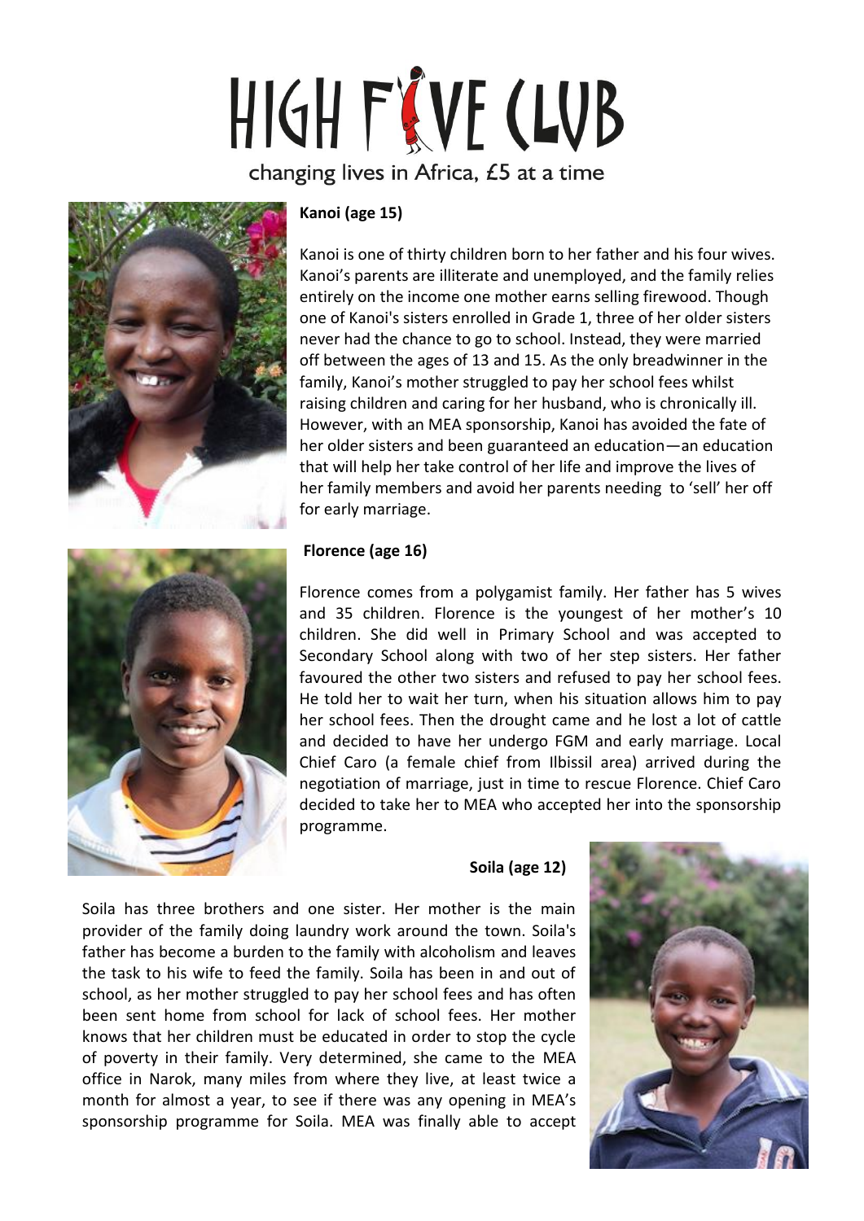# HIGH FIVE CLUB

changing lives in Africa, £5 at a time

**Kanoi (age 15)**

Kanoi is one of thirty children born to her father and his four wives. Kanoi's parents are illiterate and unemployed, and the family relies entirely on the income one mother earns selling firewood. Though one of Kanoi's sisters enrolled in Grade 1, three of her older sisters never had the chance to go to school. Instead, they were married off between the ages of 13 and 15. As the only breadwinner in the family, Kanoi's mother struggled to pay her school fees whilst raising children and caring for her husband, who is chronically ill. However, with an MEA sponsorship, Kanoi has avoided the fate of her older sisters and been guaranteed an education—an education that will help her take control of her life and improve the lives of her family members and avoid her parents needing to 'sell' her off for early marriage.

**Florence (age 16)**

Florence comes from a polygamist family. Her father has 5 wives and 35 children. Florence is the youngest of her mother's 10 children. She did well in Primary School and was accepted to Secondary School along with two of her step sisters. Her father favoured the other two sisters and refused to pay her school fees. He told her to wait her turn, when his situation allows him to pay her school fees. Then the drought came and he lost a lot of cattle and decided to have her undergo FGM and early marriage. Local Chief Caro (a female chief from Ilbissil area) arrived during the negotiation of marriage, just in time to rescue Florence. Chief Caro decided to take her to MEA who accepted her into the sponsorship programme.

**Soila (age 12)**

Soila has three brothers and one sister. Her mother is the main provider of the family doing laundry work around the town. Soila's father has become a burden to the family with alcoholism and leaves the task to his wife to feed the family. Soila has been in and out of school, as her mother struggled to pay her school fees and has often been sent home from school for lack of school fees. Her mother knows that her children must be educated in order to stop the cycle of poverty in their family. Very determined, she came to the MEA office in Narok, many miles from where they live, at least twice a month for almost a year, to see if there was any opening in MEA's sponsorship programme for Soila. MEA was finally able to accept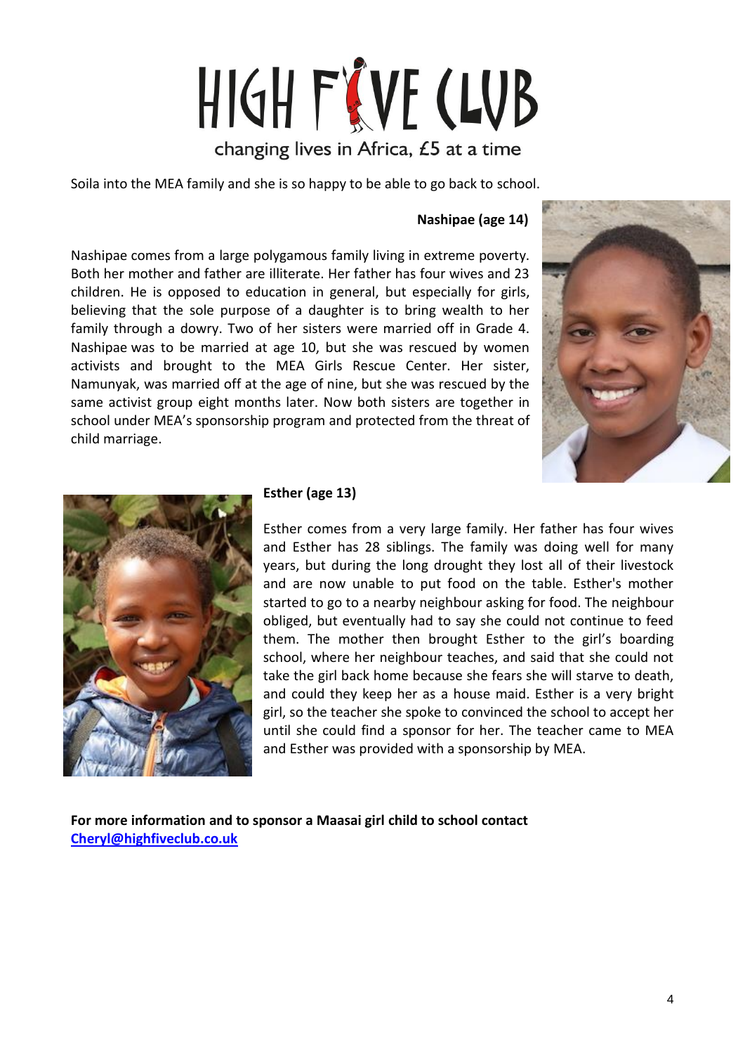# HIGH FIVE CLUB

changing lives in Africa, £5 at a time

Soila into the MEA family and she is so happy to be able to go back to school.

**Nashipae (age 14)**

Nashipae comes from a large polygamous family living in extreme poverty. Both her mother and father are illiterate. Her father has four wives and 23 children. He is opposed to education in general, but especially for girls, believing that the sole purpose of a daughter is to bring wealth to her family through a dowry. Two of her sisters were married off in Grade 4. Nashipae was to be married at age 10, but she was rescued by women activists and brought to the MEA Girls Rescue Center. Her sister, Namunyak, was married off at the age of nine, but she was rescued by the same activist group eight months later. Now both sisters are together in school under MEA's sponsorship program and protected from the threat of child marriage.

**Esther (age 13)**

Esther comes from a very large family. Her father has four wives and Esther has 28 siblings. The family was doing well for many years, but during the long drought they lost all of their livestock and are now unable to put food on the table. Esther's mother started to go to a nearby neighbour asking for food. The neighbour obliged, but eventually had to say she could not continue to feed them. The mother then brought Esther to the girl's boarding school, where her neighbour teaches, and said that she could not take the girl back home because she fears she will starve to death, and could they keep her as a house maid. Esther is a very bright girl, so the teacher she spoke to convinced the school to accept her until she could find a sponsor for her. The teacher came to MEA and Esther was provided with a sponsorship by MEA.

**For more information and to sponsor a Maasai girl child to school contact [Cheryl@highfiveclub.co.uk](mailto:Cheryl@highfiveclub.co.uk)**